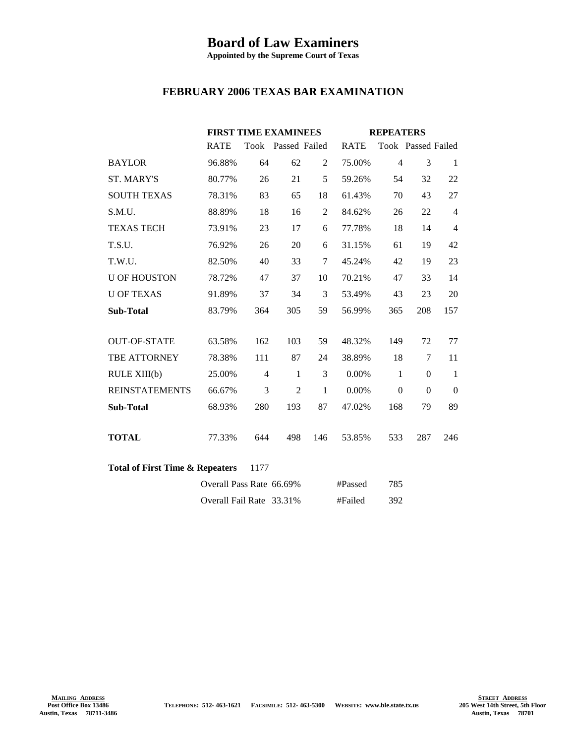# Board of Law Examiners

**Appointed by the Supreme Court of Texas**

## FEBRUARY 2006 TEXAS BAR EXAMINATION

| | FIRST TIME EXAMINEES | | | | REPEATERS | | | |
|---|---|---|---|---|---|---|---|---|
| | RATE | Took | Passed | Failed | RATE | Took | Passed | Failed |
| BAYLOR | 96.88% | 64 | 62 | 2 | 75.00% | 4 | 3 | 1 |
| ST. MARY'S | 80.77% | 26 | 21 | 5 | 59.26% | 54 | 32 | 22 |
| SOUTH TEXAS | 78.31% | 83 | 65 | 18 | 61.43% | 70 | 43 | 27 |
| S.M.U. | 88.89% | 18 | 16 | 2 | 84.62% | 26 | 22 | 4 |
| TEXAS TECH | 73.91% | 23 | 17 | 6 | 77.78% | 18 | 14 | 4 |
| T.S.U. | 76.92% | 26 | 20 | 6 | 31.15% | 61 | 19 | 42 |
| T.W.U. | 82.50% | 40 | 33 | 7 | 45.24% | 42 | 19 | 23 |
| U OF HOUSTON | 78.72% | 47 | 37 | 10 | 70.21% | 47 | 33 | 14 |
| U OF TEXAS | 91.89% | 37 | 34 | 3 | 53.49% | 43 | 23 | 20 |
| **Sub-Total** | 83.79% | 364 | 305 | 59 | 56.99% | 365 | 208 | 157 |
| OUT-OF-STATE | 63.58% | 162 | 103 | 59 | 48.32% | 149 | 72 | 77 |
| TBE ATTORNEY | 78.38% | 111 | 87 | 24 | 38.89% | 18 | 7 | 11 |
| RULE XIII(b) | 25.00% | 4 | 1 | 3 | 0.00% | 1 | 0 | 1 |
| REINSTATEMENTS | 66.67% | 3 | 2 | 1 | 0.00% | 0 | 0 | 0 |
| **Sub-Total** | 68.93% | 280 | 193 | 87 | 47.02% | 168 | 79 | 89 |
| **TOTAL** | 77.33% | 644 | 498 | 146 | 53.85% | 533 | 287 | 246 |

**Total of First Time & Repeaters** 1177

| | | | |
|---|---|---|---|
| Overall Pass Rate | 66.69% | #Passed | 785 |
| Overall Fail Rate | 33.31% | #Failed | 392 |

MAILING ADDRESS
Post Office Box 13486
Austin, Texas 78711-3486

TELEPHONE: 512- 463-1621 FACSIMILE: 512- 463-5300 WEBSITE: www.ble.state.tx.us

STREET ADDRESS
205 West 14th Street, 5th Floor
Austin, Texas 78701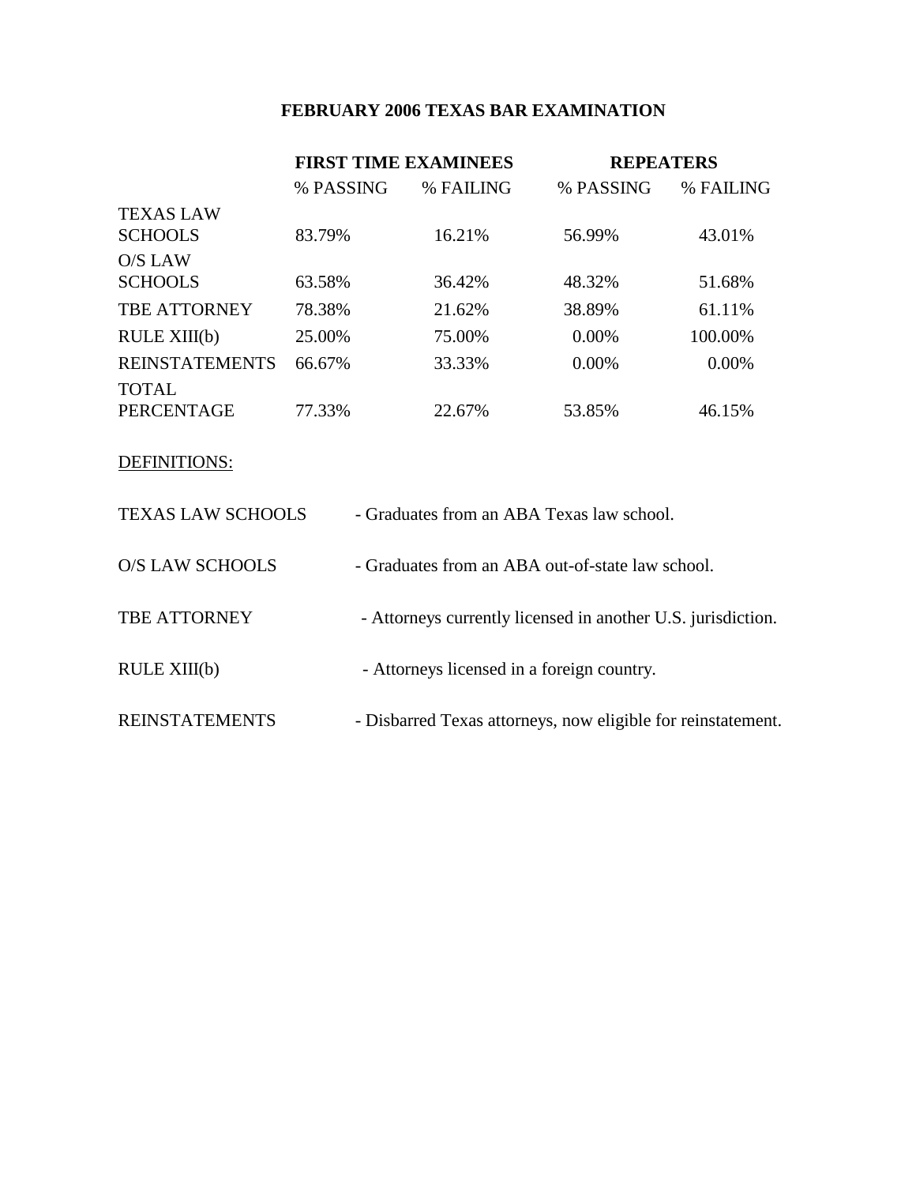# FEBRUARY 2006 TEXAS BAR EXAMINATION

| | FIRST TIME EXAMINEES | | REPEATERS | |
|---|---|---|---|---|
| | % PASSING | % FAILING | % PASSING | % FAILING |
| TEXAS LAW SCHOOLS | 83.79% | 16.21% | 56.99% | 43.01% |
| O/S LAW SCHOOLS | 63.58% | 36.42% | 48.32% | 51.68% |
| TBE ATTORNEY | 78.38% | 21.62% | 38.89% | 61.11% |
| RULE XIII(b) | 25.00% | 75.00% | 0.00% | 100.00% |
| REINSTATEMENTS | 66.67% | 33.33% | 0.00% | 0.00% |
| TOTAL PERCENTAGE | 77.33% | 22.67% | 53.85% | 46.15% |

DEFINITIONS:

TEXAS LAW SCHOOLS - Graduates from an ABA Texas law school.

O/S LAW SCHOOLS - Graduates from an ABA out-of-state law school.

TBE ATTORNEY - Attorneys currently licensed in another U.S. jurisdiction.

RULE XIII(b) - Attorneys licensed in a foreign country.

REINSTATEMENTS - Disbarred Texas attorneys, now eligible for reinstatement.